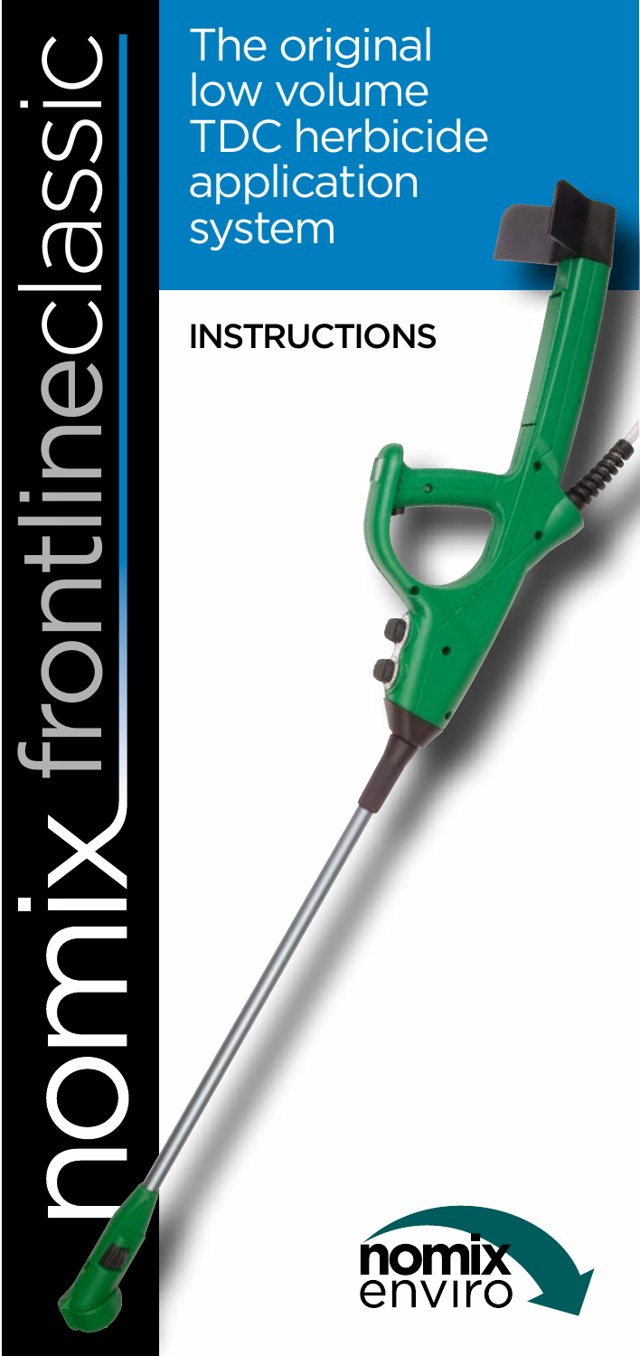# nomix frontlineclassic

The original low volume TDC herbicide application system

## INSTRUCTIONS

nomix enviro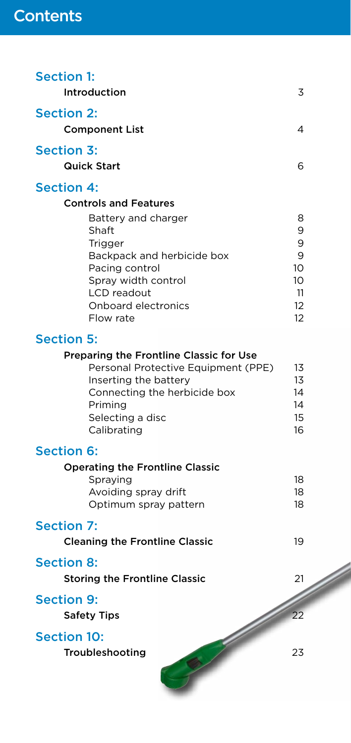# Contents

## Section 1:

**Introduction** 3

## Section 2:

**Component List** 4

## Section 3:

**Quick Start** 6

## Section 4:

**Controls and Features**

| | |
|---|---|
| Battery and charger | 8 |
| Shaft | 9 |
| Trigger | 9 |
| Backpack and herbicide box | 9 |
| Pacing control | 10 |
| Spray width control | 10 |
| LCD readout | 11 |
| Onboard electronics | 12 |
| Flow rate | 12 |

## Section 5:

**Preparing the Frontline Classic for Use**

| | |
|---|---|
| Personal Protective Equipment (PPE) | 13 |
| Inserting the battery | 13 |
| Connecting the herbicide box | 14 |
| Priming | 14 |
| Selecting a disc | 15 |
| Calibrating | 16 |

## Section 6:

**Operating the Frontline Classic**

| | |
|---|---|
| Spraying | 18 |
| Avoiding spray drift | 18 |
| Optimum spray pattern | 18 |

## Section 7:

**Cleaning the Frontline Classic** 19

## Section 8:

**Storing the Frontline Classic** 21

## Section 9:

**Safety Tips** 22

## Section 10:

**Troubleshooting** 23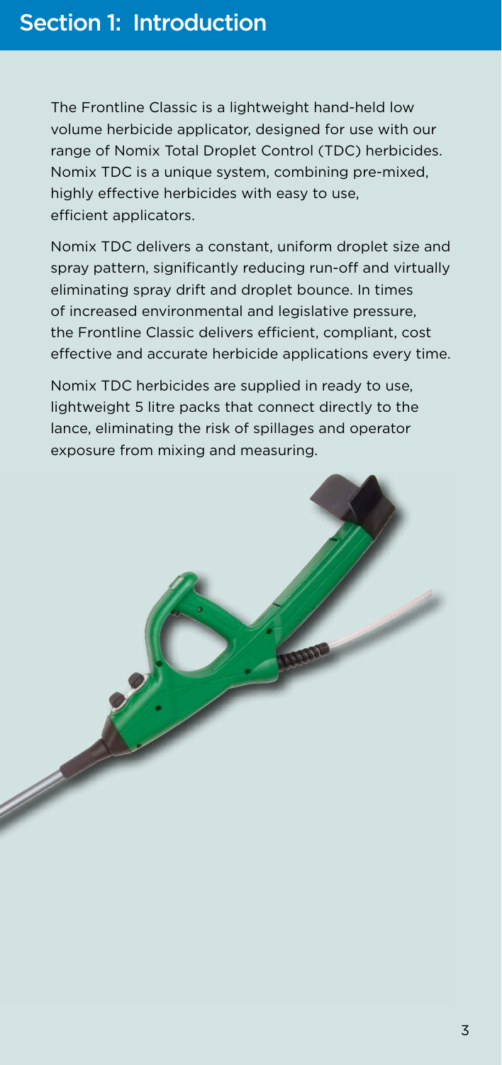# Section 1: Introduction

The Frontline Classic is a lightweight hand-held low volume herbicide applicator, designed for use with our range of Nomix Total Droplet Control (TDC) herbicides. Nomix TDC is a unique system, combining pre-mixed, highly effective herbicides with easy to use, efficient applicators.

Nomix TDC delivers a constant, uniform droplet size and spray pattern, significantly reducing run-off and virtually eliminating spray drift and droplet bounce. In times of increased environmental and legislative pressure, the Frontline Classic delivers efficient, compliant, cost effective and accurate herbicide applications every time.

Nomix TDC herbicides are supplied in ready to use, lightweight 5 litre packs that connect directly to the lance, eliminating the risk of spillages and operator exposure from mixing and measuring.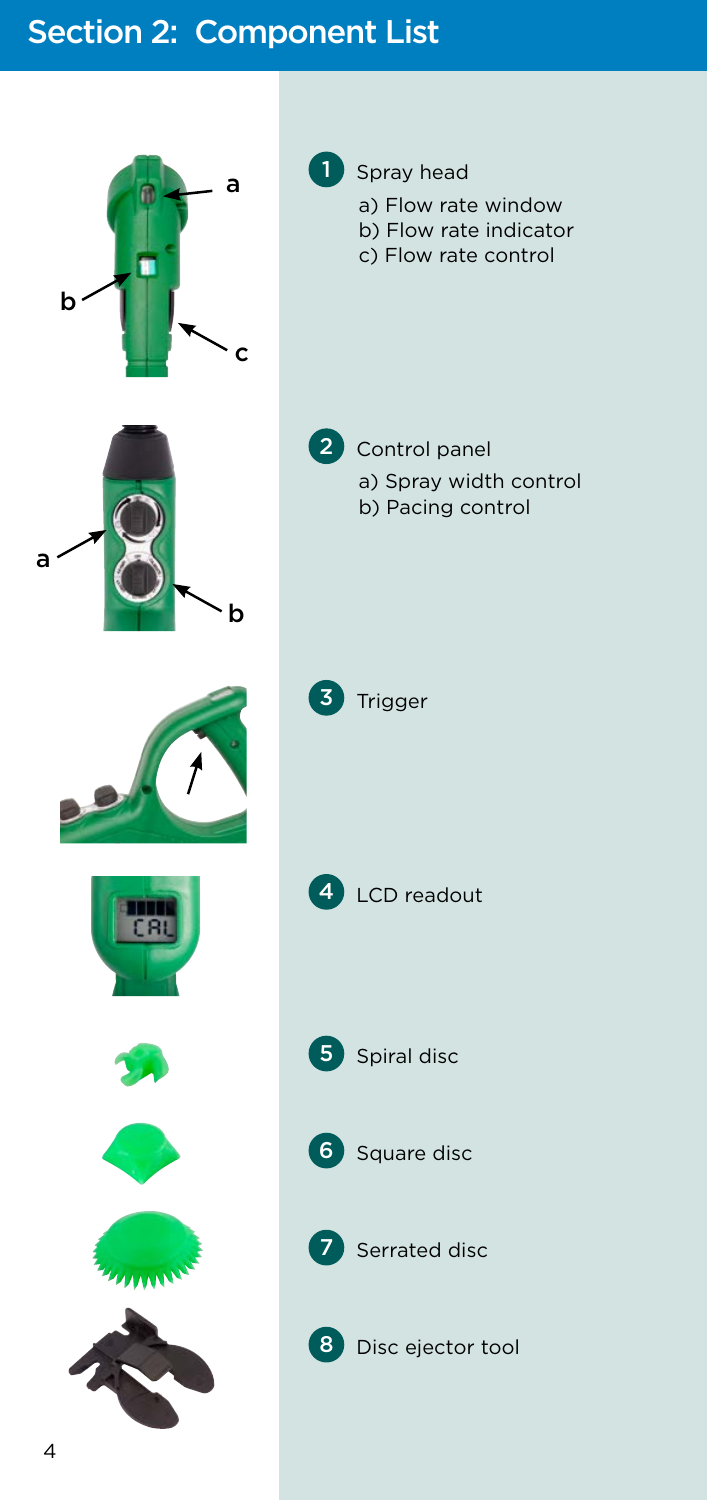## Section 2: Component List

1. Spray head
   - a) Flow rate window
   - b) Flow rate indicator
   - c) Flow rate control
2. Control panel
   - a) Spray width control
   - b) Pacing control
3. Trigger
4. LCD readout
5. Spiral disc
6. Square disc
7. Serrated disc
8. Disc ejector tool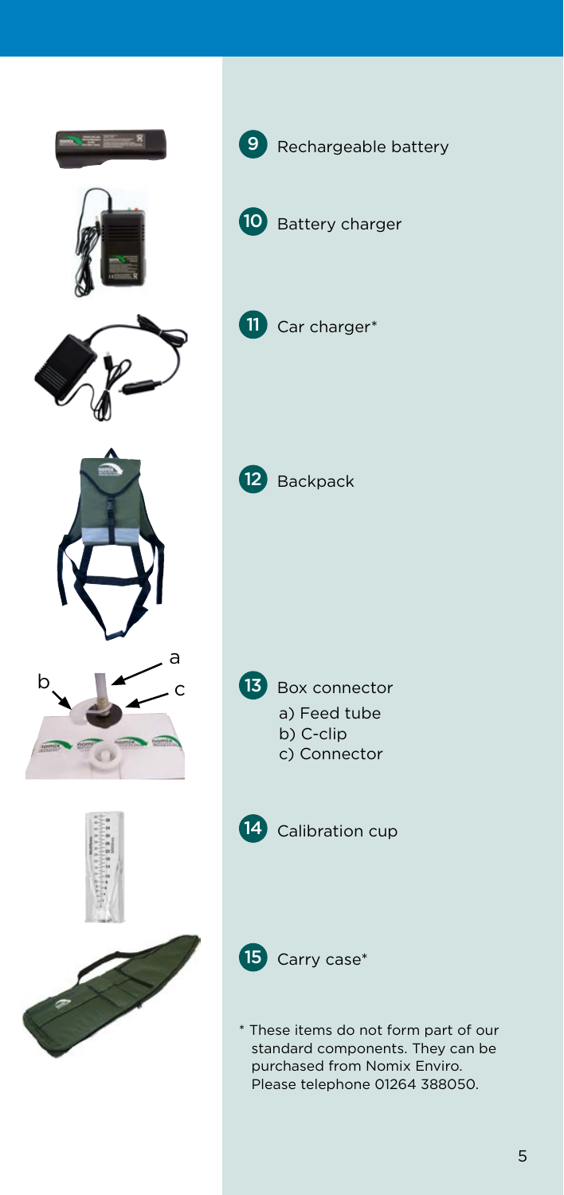9 Rechargeable battery

10 Battery charger

11 Car charger*

12 Backpack

13 Box connector
- a) Feed tube
- b) C-clip
- c) Connector

14 Calibration cup

15 Carry case*

* These items do not form part of our standard components. They can be purchased from Nomix Enviro. Please telephone 01264 388050.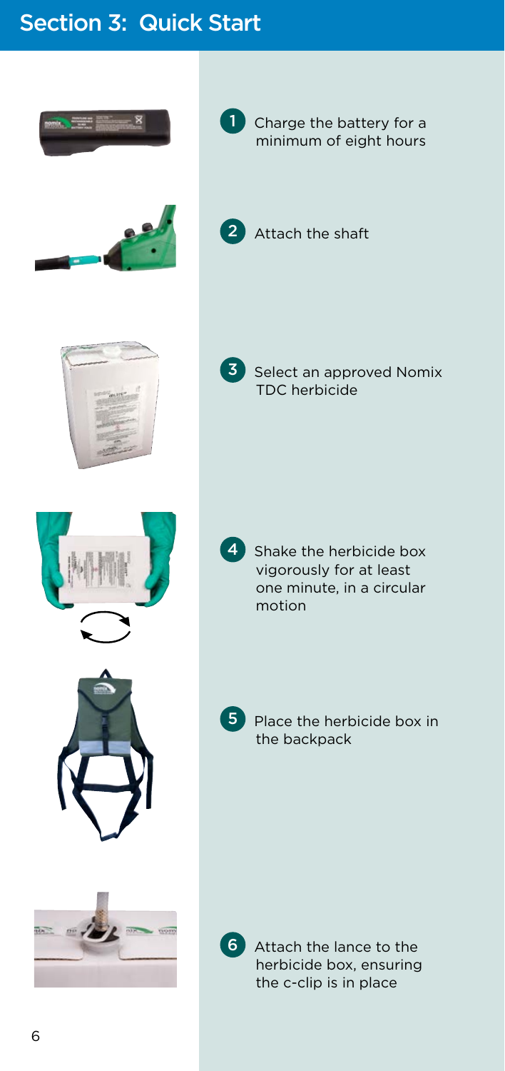## Section 3: Quick Start

1. Charge the battery for a minimum of eight hours
2. Attach the shaft
3. Select an approved Nomix TDC herbicide
4. Shake the herbicide box vigorously for at least one minute, in a circular motion
5. Place the herbicide box in the backpack
6. Attach the lance to the herbicide box, ensuring the c-clip is in place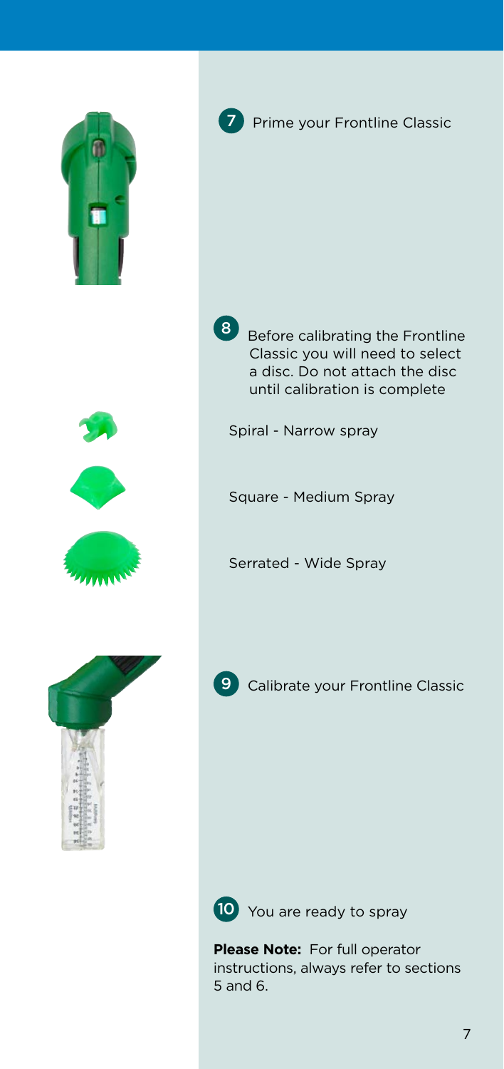7. Prime your Frontline Classic

8. Before calibrating the Frontline Classic you will need to select a disc. Do not attach the disc until calibration is complete

   Spiral - Narrow spray

   Square - Medium Spray

   Serrated - Wide Spray

9. Calibrate your Frontline Classic

10. You are ready to spray

**Please Note:** For full operator instructions, always refer to sections 5 and 6.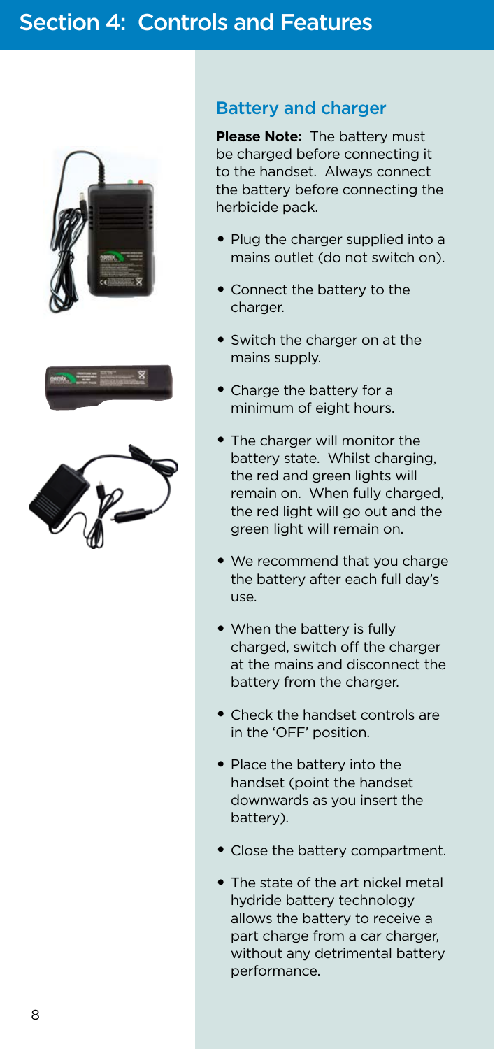# Section 4: Controls and Features

## Battery and charger

**Please Note:** The battery must be charged before connecting it to the handset. Always connect the battery before connecting the herbicide pack.

- Plug the charger supplied into a mains outlet (do not switch on).
- Connect the battery to the charger.
- Switch the charger on at the mains supply.
- Charge the battery for a minimum of eight hours.
- The charger will monitor the battery state. Whilst charging, the red and green lights will remain on. When fully charged, the red light will go out and the green light will remain on.
- We recommend that you charge the battery after each full day's use.
- When the battery is fully charged, switch off the charger at the mains and disconnect the battery from the charger.
- Check the handset controls are in the 'OFF' position.
- Place the battery into the handset (point the handset downwards as you insert the battery).
- Close the battery compartment.
- The state of the art nickel metal hydride battery technology allows the battery to receive a part charge from a car charger, without any detrimental battery performance.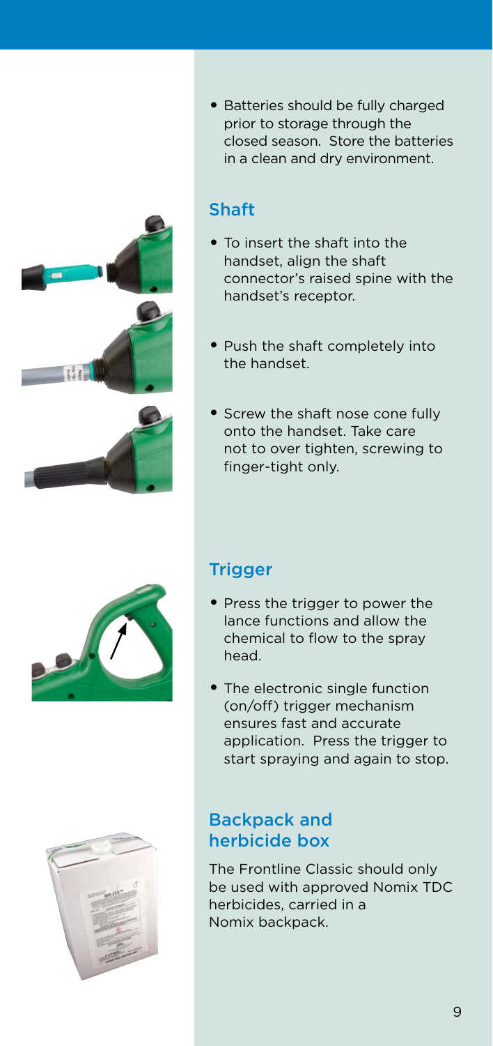- Batteries should be fully charged prior to storage through the closed season. Store the batteries in a clean and dry environment.

## Shaft

- To insert the shaft into the handset, align the shaft connector's raised spine with the handset's receptor.
- Push the shaft completely into the handset.
- Screw the shaft nose cone fully onto the handset. Take care not to over tighten, screwing to finger-tight only.

## Trigger

- Press the trigger to power the lance functions and allow the chemical to flow to the spray head.
- The electronic single function (on/off) trigger mechanism ensures fast and accurate application. Press the trigger to start spraying and again to stop.

## Backpack and herbicide box

The Frontline Classic should only be used with approved Nomix TDC herbicides, carried in a Nomix backpack.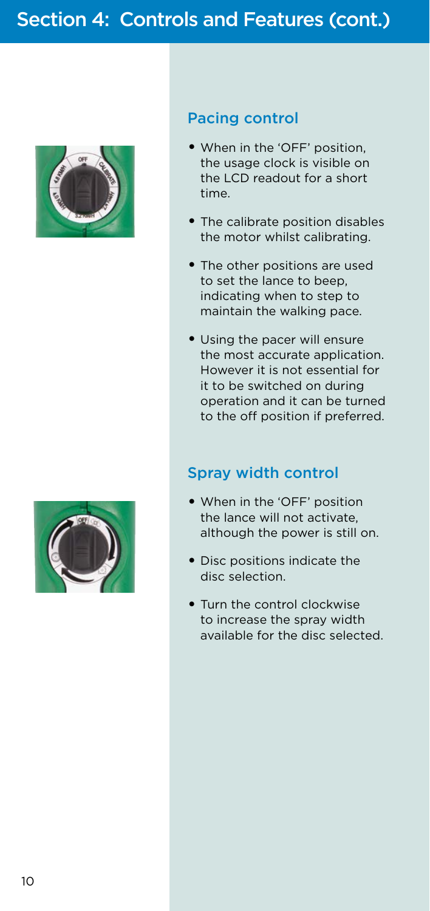# Section 4: Controls and Features (cont.)

## Pacing control

- When in the 'OFF' position, the usage clock is visible on the LCD readout for a short time.
- The calibrate position disables the motor whilst calibrating.
- The other positions are used to set the lance to beep, indicating when to step to maintain the walking pace.
- Using the pacer will ensure the most accurate application. However it is not essential for it to be switched on during operation and it can be turned to the off position if preferred.

## Spray width control

- When in the 'OFF' position the lance will not activate, although the power is still on.
- Disc positions indicate the disc selection.
- Turn the control clockwise to increase the spray width available for the disc selected.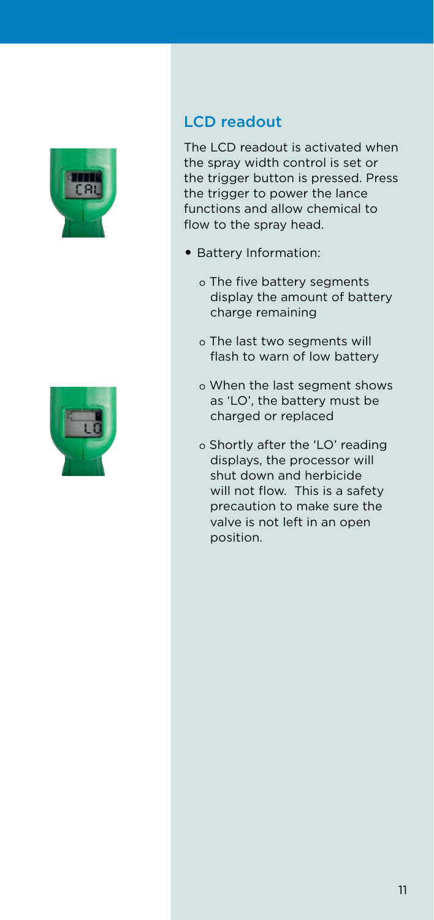## LCD readout

The LCD readout is activated when the spray width control is set or the trigger button is pressed. Press the trigger to power the lance functions and allow chemical to flow to the spray head.

- Battery Information:
  - The five battery segments display the amount of battery charge remaining
  - The last two segments will flash to warn of low battery
  - When the last segment shows as 'LO', the battery must be charged or replaced
  - Shortly after the 'LO' reading displays, the processor will shut down and herbicide will not flow. This is a safety precaution to make sure the valve is not left in an open position.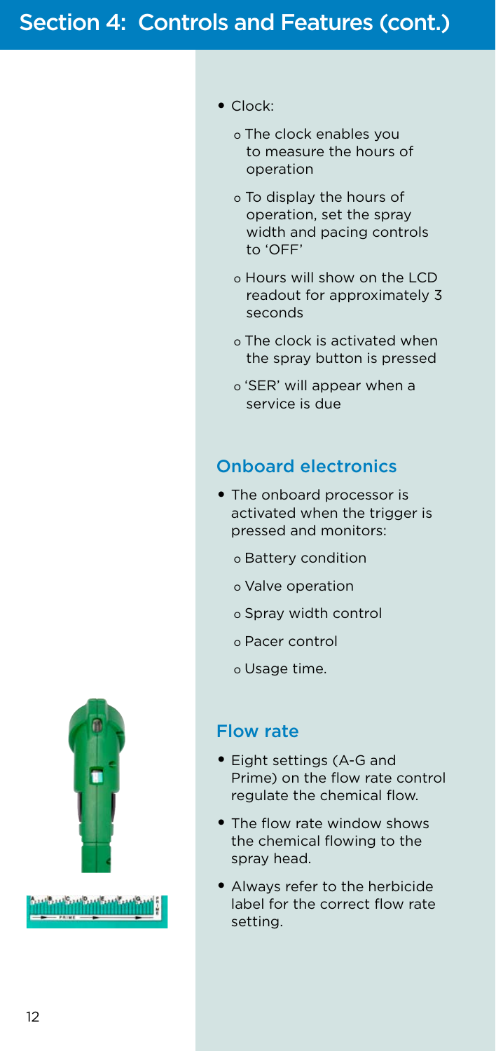## Section 4: Controls and Features (cont.)

- Clock:
  - The clock enables you to measure the hours of operation
  - To display the hours of operation, set the spray width and pacing controls to 'OFF'
  - Hours will show on the LCD readout for approximately 3 seconds
  - The clock is activated when the spray button is pressed
  - 'SER' will appear when a service is due

### Onboard electronics

- The onboard processor is activated when the trigger is pressed and monitors:
  - Battery condition
  - Valve operation
  - Spray width control
  - Pacer control
  - Usage time.

### Flow rate

- Eight settings (A-G and Prime) on the flow rate control regulate the chemical flow.
- The flow rate window shows the chemical flowing to the spray head.
- Always refer to the herbicide label for the correct flow rate setting.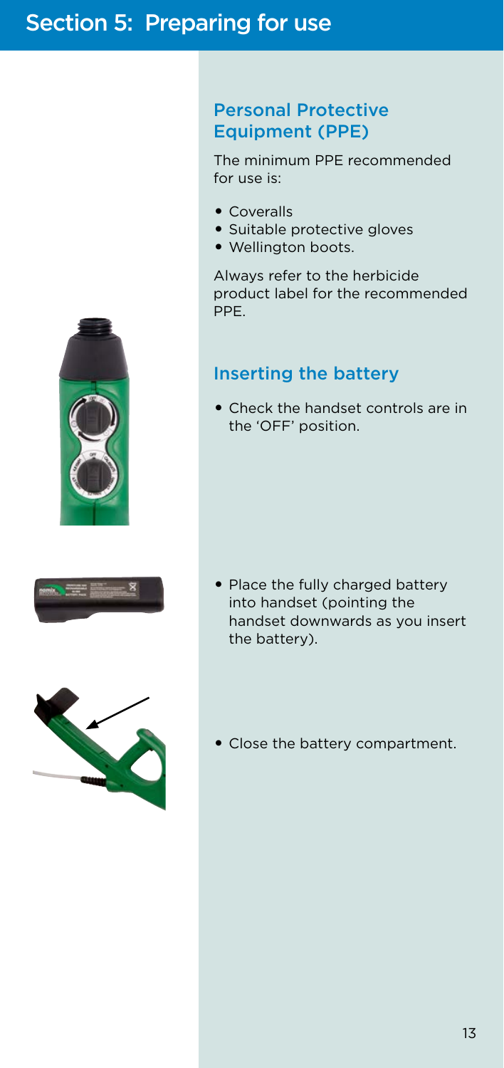# Section 5: Preparing for use

## Personal Protective Equipment (PPE)

The minimum PPE recommended for use is:

- Coveralls
- Suitable protective gloves
- Wellington boots.

Always refer to the herbicide product label for the recommended PPE.

## Inserting the battery

- Check the handset controls are in the 'OFF' position.
- Place the fully charged battery into handset (pointing the handset downwards as you insert the battery).
- Close the battery compartment.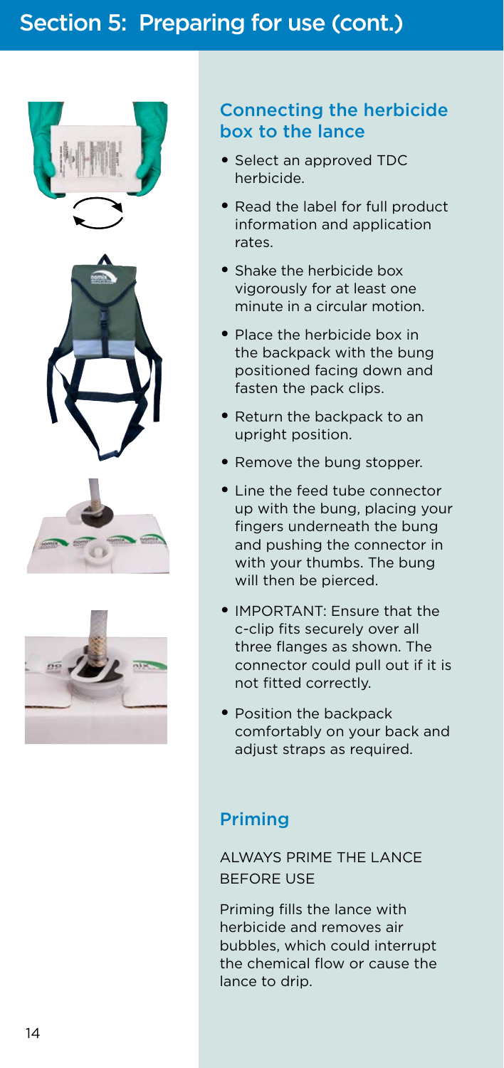# Section 5: Preparing for use (cont.)

## Connecting the herbicide box to the lance

- Select an approved TDC herbicide.
- Read the label for full product information and application rates.
- Shake the herbicide box vigorously for at least one minute in a circular motion.
- Place the herbicide box in the backpack with the bung positioned facing down and fasten the pack clips.
- Return the backpack to an upright position.
- Remove the bung stopper.
- Line the feed tube connector up with the bung, placing your fingers underneath the bung and pushing the connector in with your thumbs. The bung will then be pierced.
- IMPORTANT: Ensure that the c-clip fits securely over all three flanges as shown. The connector could pull out if it is not fitted correctly.
- Position the backpack comfortably on your back and adjust straps as required.

## Priming

ALWAYS PRIME THE LANCE BEFORE USE

Priming fills the lance with herbicide and removes air bubbles, which could interrupt the chemical flow or cause the lance to drip.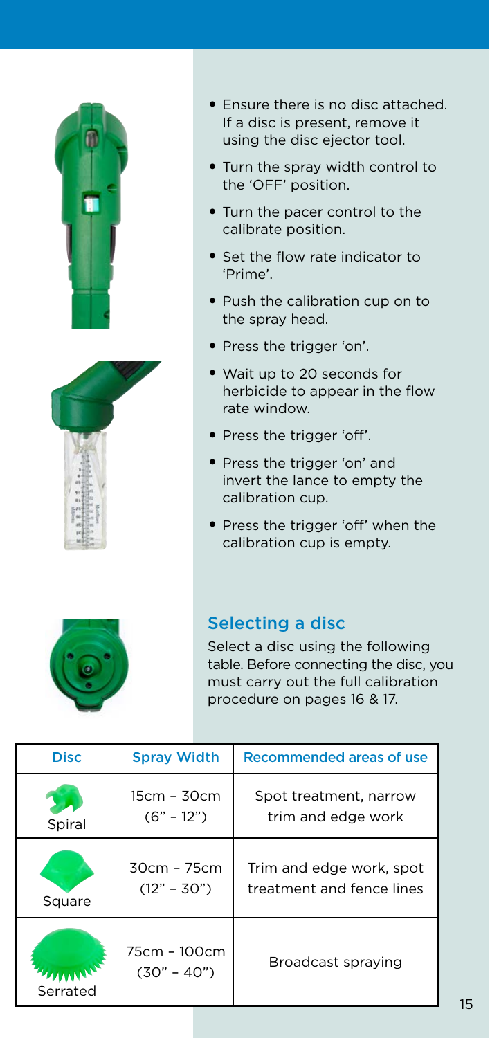- Ensure there is no disc attached. If a disc is present, remove it using the disc ejector tool.
- Turn the spray width control to the 'OFF' position.
- Turn the pacer control to the calibrate position.
- Set the flow rate indicator to 'Prime'.
- Push the calibration cup on to the spray head.
- Press the trigger 'on'.
- Wait up to 20 seconds for herbicide to appear in the flow rate window.
- Press the trigger 'off'.
- Press the trigger 'on' and invert the lance to empty the calibration cup.
- Press the trigger 'off' when the calibration cup is empty.

## Selecting a disc

Select a disc using the following table. Before connecting the disc, you must carry out the full calibration procedure on pages 16 & 17.

| Disc | Spray Width | Recommended areas of use |
|---|---|---|
| Spiral | 15cm – 30cm (6" – 12") | Spot treatment, narrow trim and edge work |
| Square | 30cm – 75cm (12" – 30") | Trim and edge work, spot treatment and fence lines |
| Serrated | 75cm – 100cm (30" – 40") | Broadcast spraying |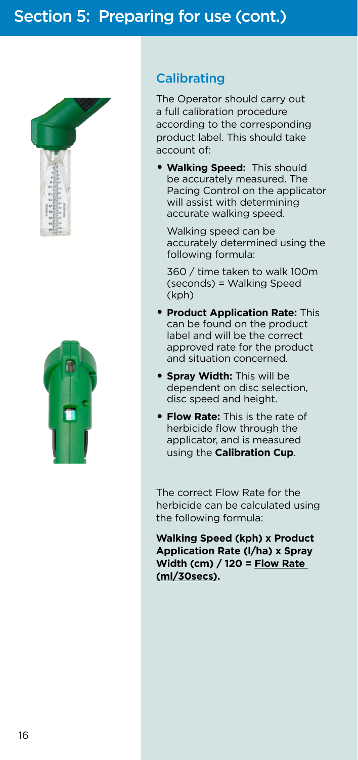# Section 5: Preparing for use (cont.)

## Calibrating

The Operator should carry out a full calibration procedure according to the corresponding product label. This should take account of:

- **Walking Speed:** This should be accurately measured. The Pacing Control on the applicator will assist with determining accurate walking speed.

  Walking speed can be accurately determined using the following formula:

  360 / time taken to walk 100m (seconds) = Walking Speed (kph)

- **Product Application Rate:** This can be found on the product label and will be the correct approved rate for the product and situation concerned.
- **Spray Width:** This will be dependent on disc selection, disc speed and height.
- **Flow Rate:** This is the rate of herbicide flow through the applicator, and is measured using the **Calibration Cup**.

The correct Flow Rate for the herbicide can be calculated using the following formula:

**Walking Speed (kph) x Product Application Rate (l/ha) x Spray Width (cm) / 120 = <u>Flow Rate (ml/30secs)</u>.**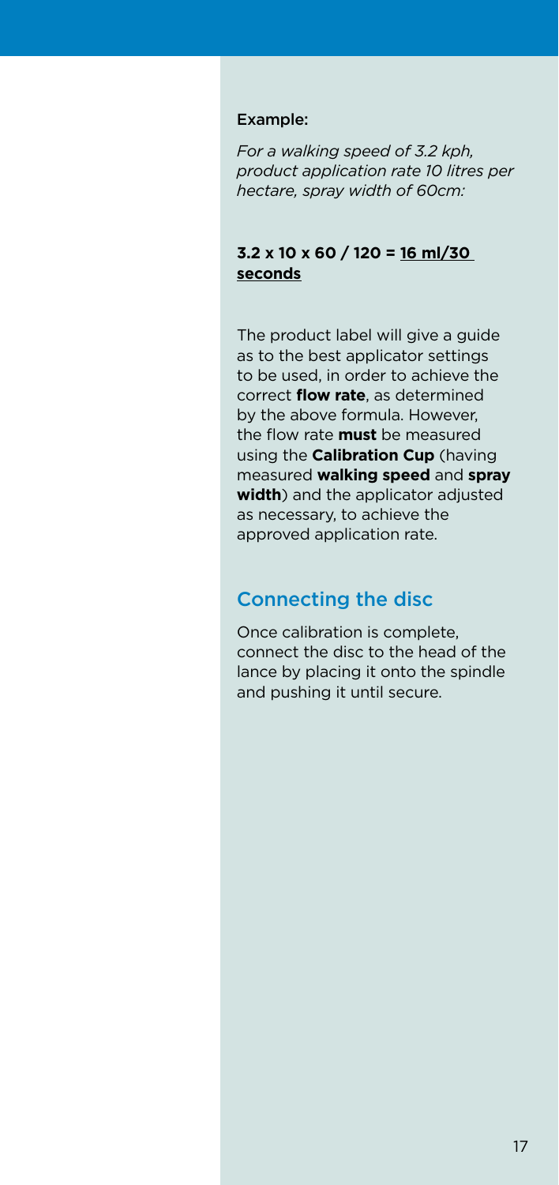Example:

*For a walking speed of 3.2 kph, product application rate 10 litres per hectare, spray width of 60cm:*

**3.2 x 10 x 60 / 120 = <u>16 ml/30 seconds</u>**

The product label will give a guide as to the best applicator settings to be used, in order to achieve the correct **flow rate**, as determined by the above formula. However, the flow rate **must** be measured using the **Calibration Cup** (having measured **walking speed** and **spray width**) and the applicator adjusted as necessary, to achieve the approved application rate.

## Connecting the disc

Once calibration is complete, connect the disc to the head of the lance by placing it onto the spindle and pushing it until secure.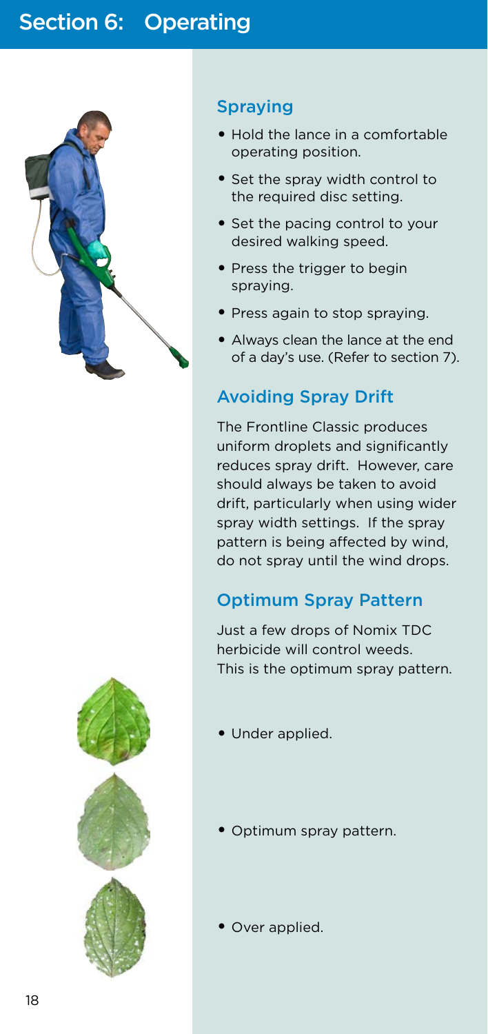# Section 6: Operating

## Spraying

- Hold the lance in a comfortable operating position.
- Set the spray width control to the required disc setting.
- Set the pacing control to your desired walking speed.
- Press the trigger to begin spraying.
- Press again to stop spraying.
- Always clean the lance at the end of a day's use. (Refer to section 7).

## Avoiding Spray Drift

The Frontline Classic produces uniform droplets and significantly reduces spray drift. However, care should always be taken to avoid drift, particularly when using wider spray width settings. If the spray pattern is being affected by wind, do not spray until the wind drops.

## Optimum Spray Pattern

Just a few drops of Nomix TDC herbicide will control weeds. This is the optimum spray pattern.

- Under applied.
- Optimum spray pattern.
- Over applied.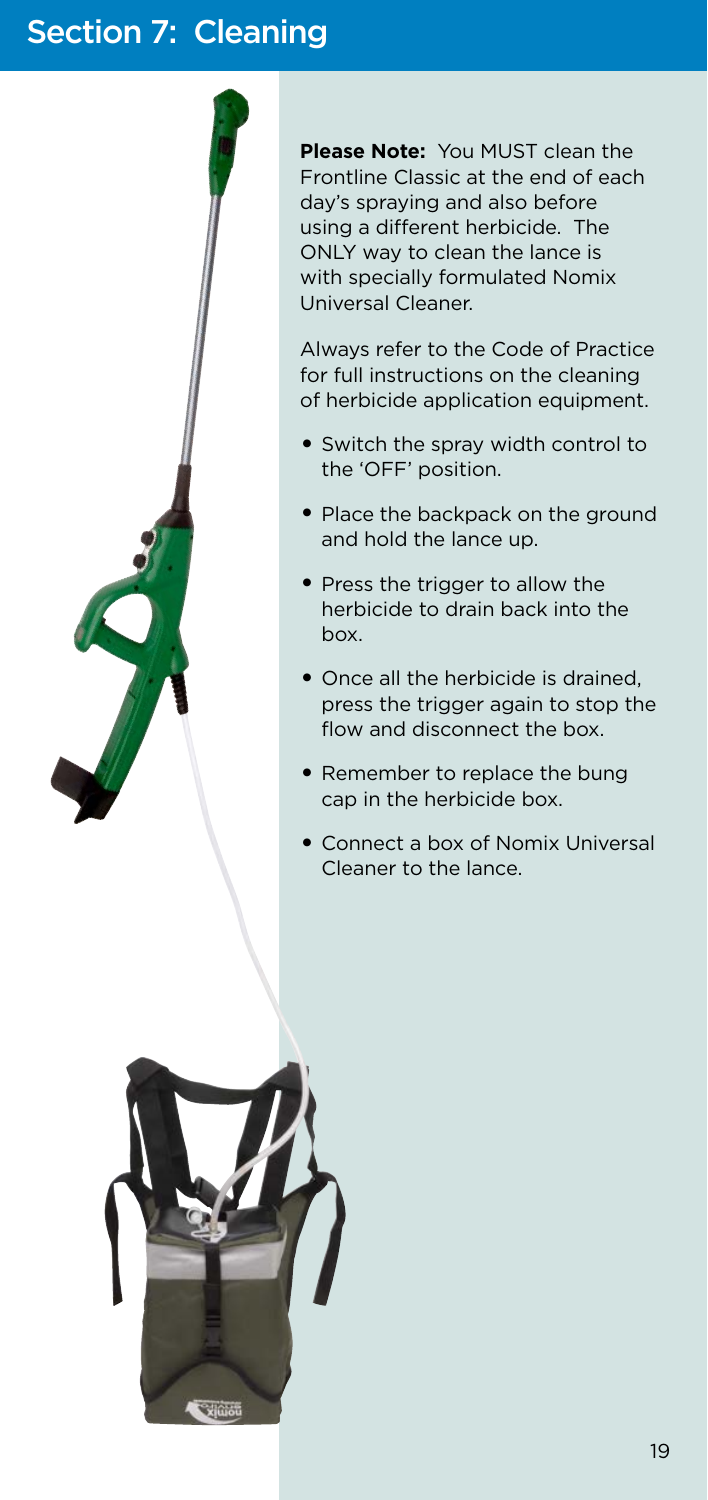## Section 7: Cleaning

**Please Note:** You MUST clean the Frontline Classic at the end of each day's spraying and also before using a different herbicide. The ONLY way to clean the lance is with specially formulated Nomix Universal Cleaner.

Always refer to the Code of Practice for full instructions on the cleaning of herbicide application equipment.

- Switch the spray width control to the 'OFF' position.
- Place the backpack on the ground and hold the lance up.
- Press the trigger to allow the herbicide to drain back into the box.
- Once all the herbicide is drained, press the trigger again to stop the flow and disconnect the box.
- Remember to replace the bung cap in the herbicide box.
- Connect a box of Nomix Universal Cleaner to the lance.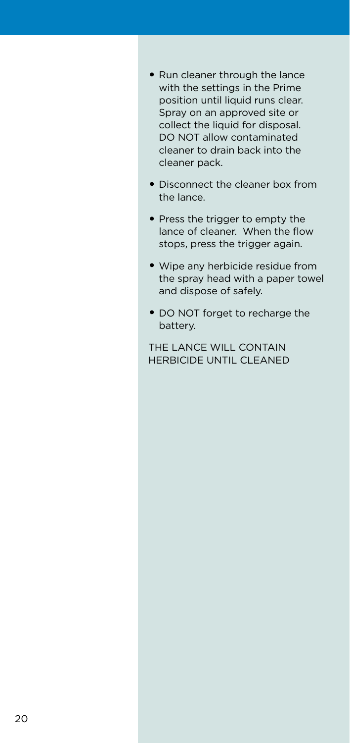- Run cleaner through the lance with the settings in the Prime position until liquid runs clear. Spray on an approved site or collect the liquid for disposal. DO NOT allow contaminated cleaner to drain back into the cleaner pack.
- Disconnect the cleaner box from the lance.
- Press the trigger to empty the lance of cleaner. When the flow stops, press the trigger again.
- Wipe any herbicide residue from the spray head with a paper towel and dispose of safely.
- DO NOT forget to recharge the battery.

THE LANCE WILL CONTAIN HERBICIDE UNTIL CLEANED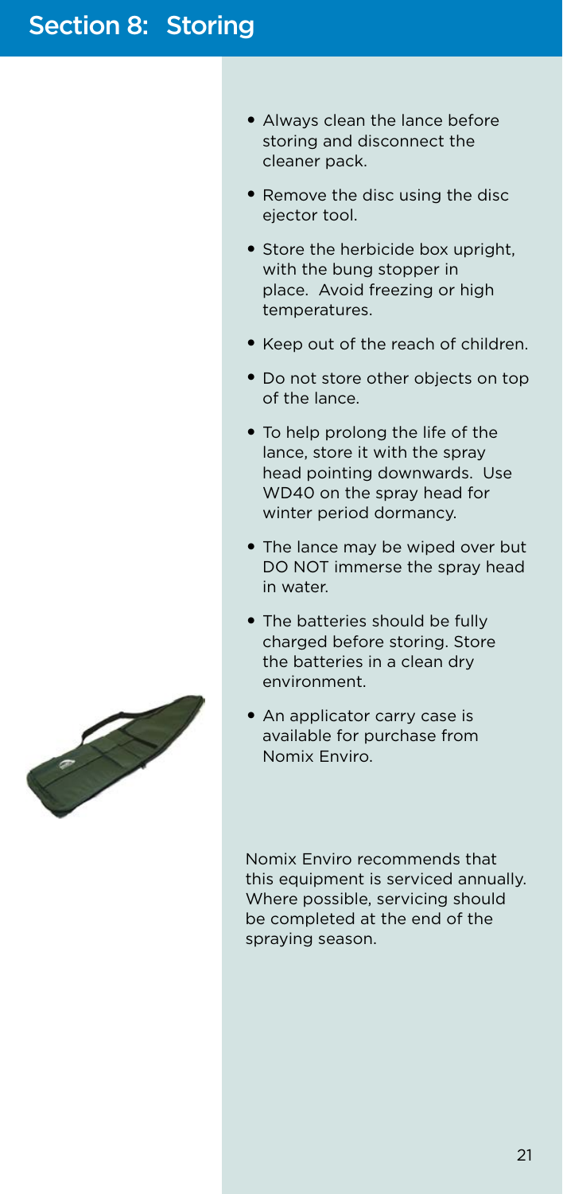# Section 8: Storing

- Always clean the lance before storing and disconnect the cleaner pack.
- Remove the disc using the disc ejector tool.
- Store the herbicide box upright, with the bung stopper in place. Avoid freezing or high temperatures.
- Keep out of the reach of children.
- Do not store other objects on top of the lance.
- To help prolong the life of the lance, store it with the spray head pointing downwards. Use WD40 on the spray head for winter period dormancy.
- The lance may be wiped over but DO NOT immerse the spray head in water.
- The batteries should be fully charged before storing. Store the batteries in a clean dry environment.
- An applicator carry case is available for purchase from Nomix Enviro.

Nomix Enviro recommends that this equipment is serviced annually. Where possible, servicing should be completed at the end of the spraying season.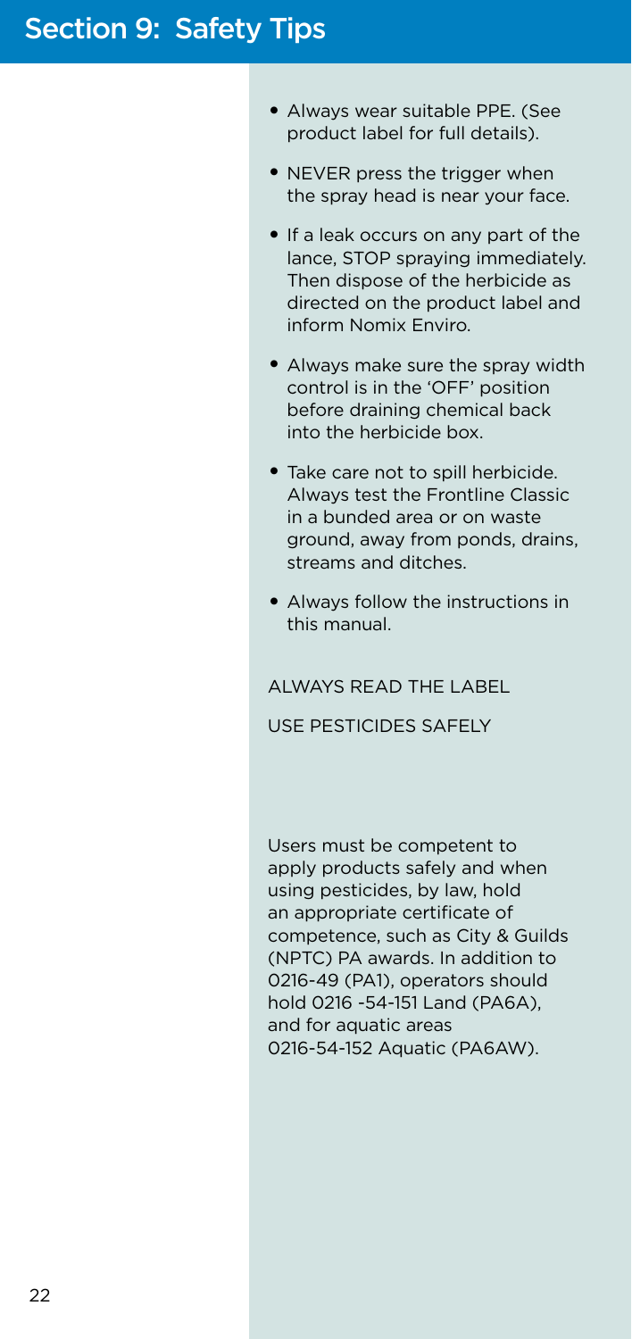# Section 9: Safety Tips

- Always wear suitable PPE. (See product label for full details).
- NEVER press the trigger when the spray head is near your face.
- If a leak occurs on any part of the lance, STOP spraying immediately. Then dispose of the herbicide as directed on the product label and inform Nomix Enviro.
- Always make sure the spray width control is in the 'OFF' position before draining chemical back into the herbicide box.
- Take care not to spill herbicide. Always test the Frontline Classic in a bunded area or on waste ground, away from ponds, drains, streams and ditches.
- Always follow the instructions in this manual.

ALWAYS READ THE LABEL

USE PESTICIDES SAFELY

Users must be competent to apply products safely and when using pesticides, by law, hold an appropriate certificate of competence, such as City & Guilds (NPTC) PA awards. In addition to 0216-49 (PA1), operators should hold 0216 -54-151 Land (PA6A), and for aquatic areas 0216-54-152 Aquatic (PA6AW).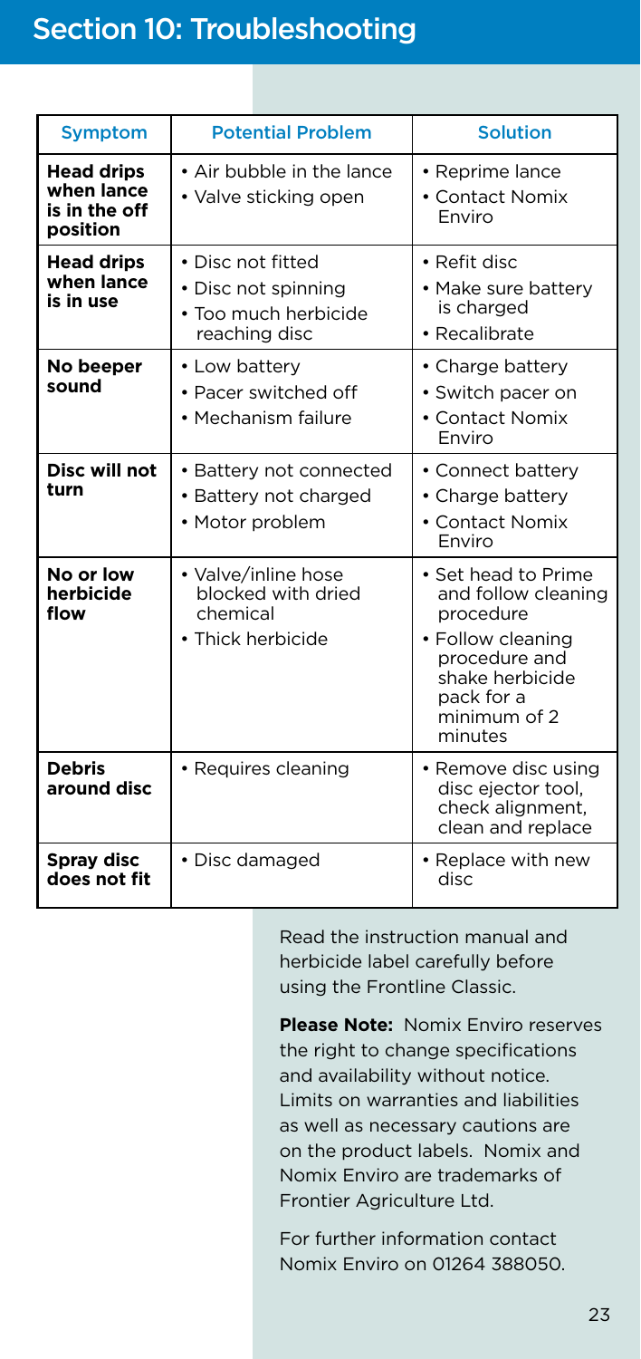# Section 10: Troubleshooting

| Symptom | Potential Problem | Solution |
|---|---|---|
| **Head drips when lance is in the off position** | • Air bubble in the lance<br>• Valve sticking open | • Reprime lance<br>• Contact Nomix Enviro |
| **Head drips when lance is in use** | • Disc not fitted<br>• Disc not spinning<br>• Too much herbicide reaching disc | • Refit disc<br>• Make sure battery is charged<br>• Recalibrate |
| **No beeper sound** | • Low battery<br>• Pacer switched off<br>• Mechanism failure | • Charge battery<br>• Switch pacer on<br>• Contact Nomix Enviro |
| **Disc will not turn** | • Battery not connected<br>• Battery not charged<br>• Motor problem | • Connect battery<br>• Charge battery<br>• Contact Nomix Enviro |
| **No or low herbicide flow** | • Valve/inline hose blocked with dried chemical<br>• Thick herbicide | • Set head to Prime and follow cleaning procedure<br>• Follow cleaning procedure and shake herbicide pack for a minimum of 2 minutes |
| **Debris around disc** | • Requires cleaning | • Remove disc using disc ejector tool, check alignment, clean and replace |
| **Spray disc does not fit** | • Disc damaged | • Replace with new disc |

Read the instruction manual and herbicide label carefully before using the Frontline Classic.

**Please Note:** Nomix Enviro reserves the right to change specifications and availability without notice. Limits on warranties and liabilities as well as necessary cautions are on the product labels. Nomix and Nomix Enviro are trademarks of Frontier Agriculture Ltd.

For further information contact Nomix Enviro on 01264 388050.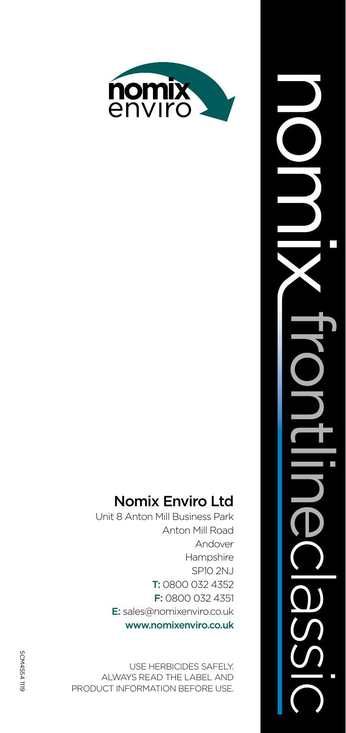nomix enviro

nomix frontlineclassic

## Nomix Enviro Ltd

Unit 8 Anton Mill Business Park
Anton Mill Road
Andover
Hampshire
SP10 2NJ
**T:** 0800 032 4352
**F:** 0800 032 4351
**E:** sales@nomixenviro.co.uk
**www.nomixenviro.co.uk**

USE HERBICIDES SAFELY.
ALWAYS READ THE LABEL AND
PRODUCT INFORMATION BEFORE USE.

SCM4554 1119